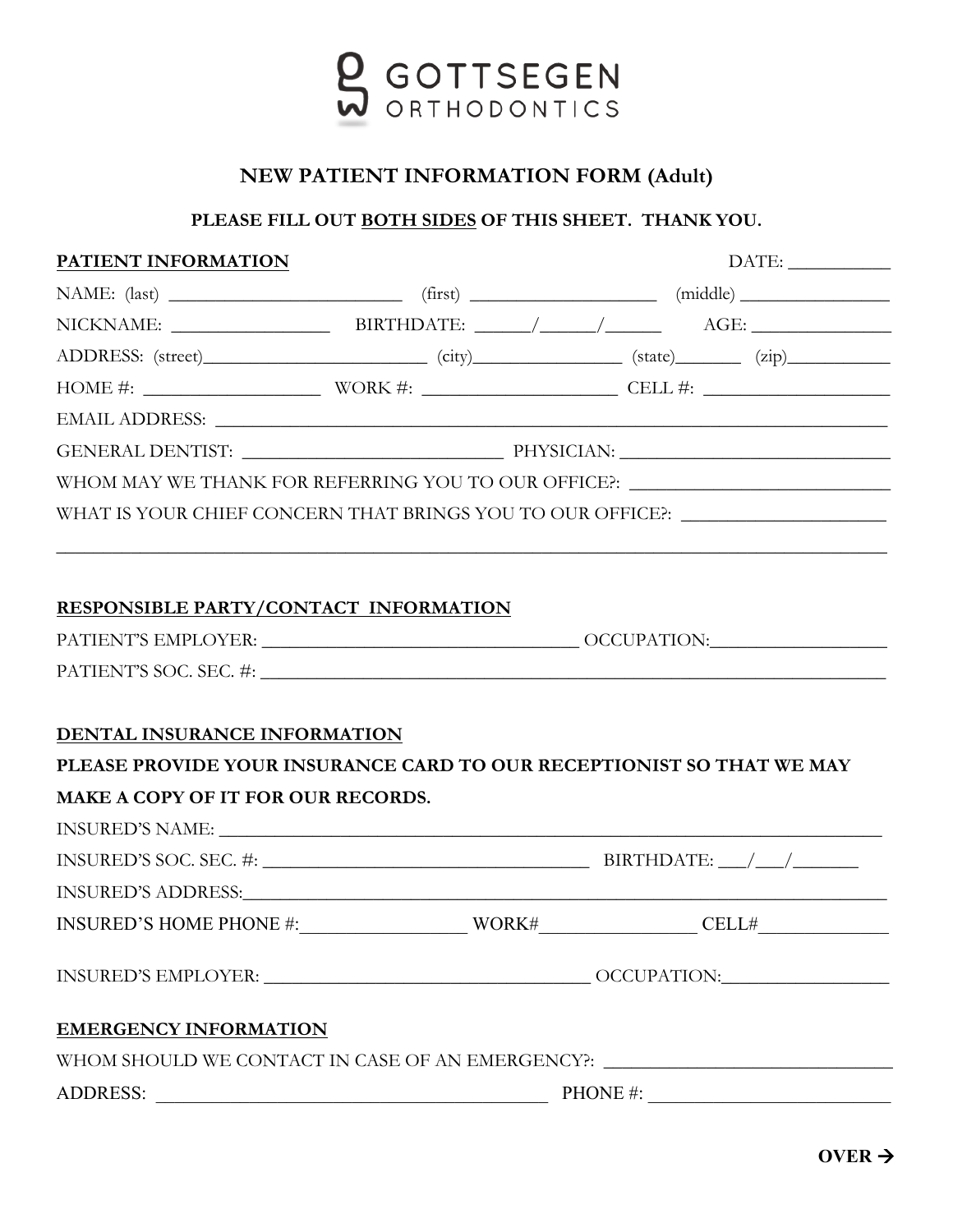# GOTTSEGEN ORTHODONTICS

## NEW PATIENT INFORMATION FORM (Adult)

**PLEASE FILL OUT BOTH SIDES OF THIS SHEET. THANK YOU.**

**PATIENT INFORMATION** DATE: ___________

NAME: (last) _________________________ (first) ____________________ (middle) ________________

NICKNAME: ________________ BIRTHDATE: ______/______/______ AGE: _______________

ADDRESS: (street)________________________ (city)________________ (state)_______ (zip)___________

HOME #: __________________ WORK #: ____________________ CELL #: ___________________

EMAIL ADDRESS: _______________________________________________________________________

GENERAL DENTIST: ___________________________ PHYSICIAN: ____________________________

WHOM MAY WE THANK FOR REFERRING YOU TO OUR OFFICE?: ___________________________

WHAT IS YOUR CHIEF CONCERN THAT BRINGS YOU TO OUR OFFICE?: _____________________

_________________________________________________________________________________

**RESPONSIBLE PARTY/CONTACT INFORMATION**

PATIENT'S EMPLOYER: ___________________________________ OCCUPATION:__________________

PATIENT'S SOC. SEC. #: _____________________________________________________________________

**DENTAL INSURANCE INFORMATION**

**PLEASE PROVIDE YOUR INSURANCE CARD TO OUR RECEPTIONIST SO THAT WE MAY MAKE A COPY OF IT FOR OUR RECORDS.**

INSURED'S NAME: ________________________________________________________________________

INSURED'S SOC. SEC. #: ____________________________________ BIRTHDATE: ___/___/_______

INSURED'S ADDRESS:______________________________________________________________________

INSURED'S HOME PHONE #:_________________ WORK#________________ CELL#_____________

INSURED'S EMPLOYER: ____________________________________ OCCUPATION:_________________

**EMERGENCY INFORMATION**

WHOM SHOULD WE CONTACT IN CASE OF AN EMERGENCY?: _____________________________

ADDRESS: ___________________________________________ PHONE #: _________________________

**OVER →**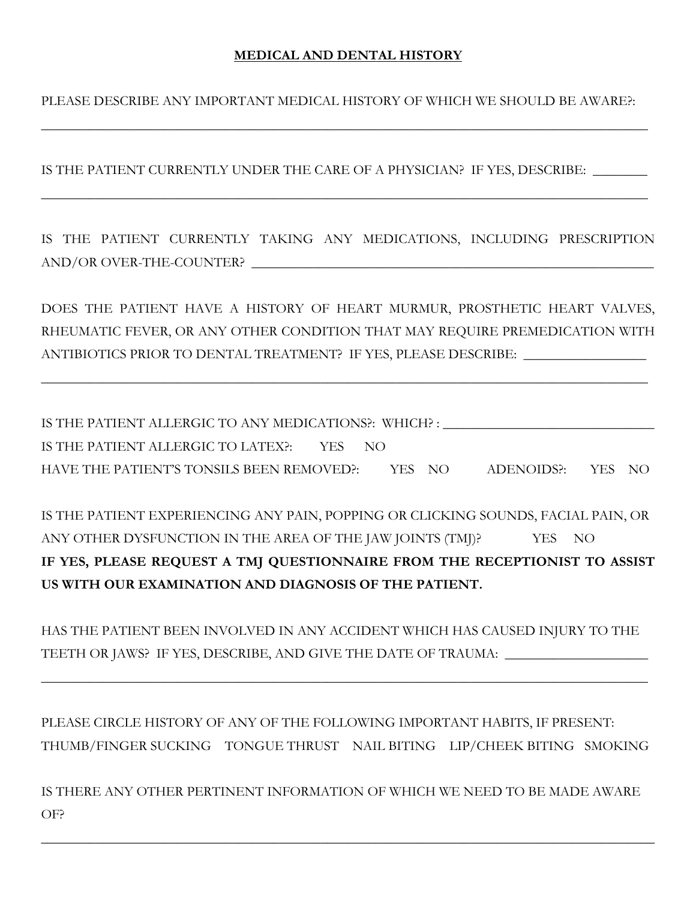## MEDICAL AND DENTAL HISTORY

PLEASE DESCRIBE ANY IMPORTANT MEDICAL HISTORY OF WHICH WE SHOULD BE AWARE?:

_______________________________________________________________________________

IS THE PATIENT CURRENTLY UNDER THE CARE OF A PHYSICIAN? IF YES, DESCRIBE: ________

_______________________________________________________________________________

IS THE PATIENT CURRENTLY TAKING ANY MEDICATIONS, INCLUDING PRESCRIPTION AND/OR OVER-THE-COUNTER? ___________________________________________________________

DOES THE PATIENT HAVE A HISTORY OF HEART MURMUR, PROSTHETIC HEART VALVES, RHEUMATIC FEVER, OR ANY OTHER CONDITION THAT MAY REQUIRE PREMEDICATION WITH ANTIBIOTICS PRIOR TO DENTAL TREATMENT? IF YES, PLEASE DESCRIBE: _________________

_______________________________________________________________________________

IS THE PATIENT ALLERGIC TO ANY MEDICATIONS?: WHICH? : _______________________________

IS THE PATIENT ALLERGIC TO LATEX?: YES NO

HAVE THE PATIENT'S TONSILS BEEN REMOVED?: YES NO ADENOIDS?: YES NO

IS THE PATIENT EXPERIENCING ANY PAIN, POPPING OR CLICKING SOUNDS, FACIAL PAIN, OR ANY OTHER DYSFUNCTION IN THE AREA OF THE JAW JOINTS (TMJ)? YES NO

**IF YES, PLEASE REQUEST A TMJ QUESTIONNAIRE FROM THE RECEPTIONIST TO ASSIST US WITH OUR EXAMINATION AND DIAGNOSIS OF THE PATIENT.**

HAS THE PATIENT BEEN INVOLVED IN ANY ACCIDENT WHICH HAS CAUSED INJURY TO THE TEETH OR JAWS? IF YES, DESCRIBE, AND GIVE THE DATE OF TRAUMA: ____________________

_______________________________________________________________________________

PLEASE CIRCLE HISTORY OF ANY OF THE FOLLOWING IMPORTANT HABITS, IF PRESENT:

THUMB/FINGER SUCKING TONGUE THRUST NAIL BITING LIP/CHEEK BITING SMOKING

IS THERE ANY OTHER PERTINENT INFORMATION OF WHICH WE NEED TO BE MADE AWARE OF?

_______________________________________________________________________________